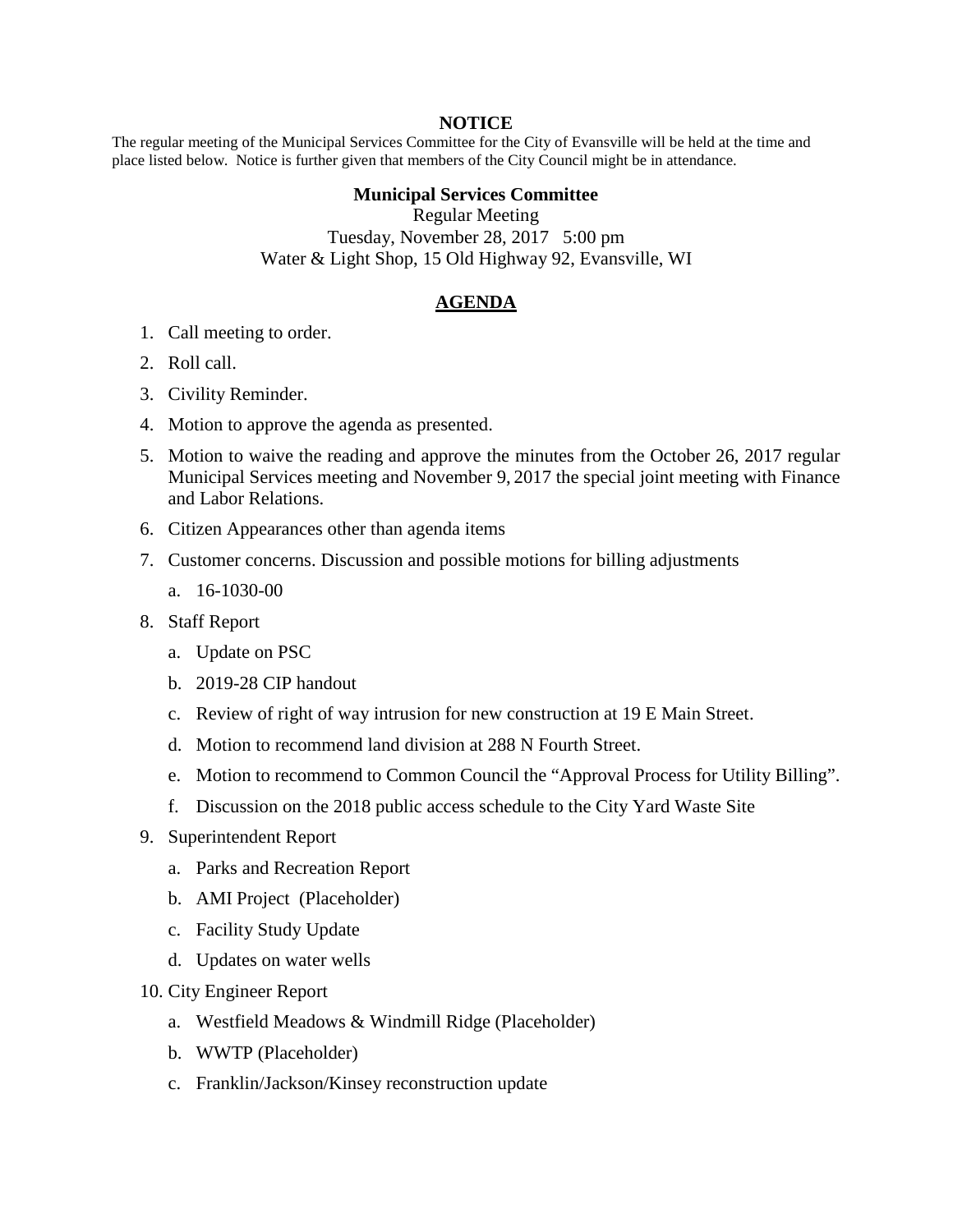**NOTICE**

The regular meeting of the Municipal Services Committee for the City of Evansville will be held at the time and place listed below. Notice is further given that members of the City Council might be in attendance.

**Municipal Services Committee**
Regular Meeting
Tuesday, November 28, 2017 5:00 pm
Water & Light Shop, 15 Old Highway 92, Evansville, WI

**AGENDA**

1. Call meeting to order.
2. Roll call.
3. Civility Reminder.
4. Motion to approve the agenda as presented.
5. Motion to waive the reading and approve the minutes from the October 26, 2017 regular Municipal Services meeting and November 9, 2017 the special joint meeting with Finance and Labor Relations.
6. Citizen Appearances other than agenda items
7. Customer concerns. Discussion and possible motions for billing adjustments
   a. 16-1030-00
8. Staff Report
   a. Update on PSC
   b. 2019-28 CIP handout
   c. Review of right of way intrusion for new construction at 19 E Main Street.
   d. Motion to recommend land division at 288 N Fourth Street.
   e. Motion to recommend to Common Council the "Approval Process for Utility Billing".
   f. Discussion on the 2018 public access schedule to the City Yard Waste Site
9. Superintendent Report
   a. Parks and Recreation Report
   b. AMI Project (Placeholder)
   c. Facility Study Update
   d. Updates on water wells
10. City Engineer Report
    a. Westfield Meadows & Windmill Ridge (Placeholder)
    b. WWTP (Placeholder)
    c. Franklin/Jackson/Kinsey reconstruction update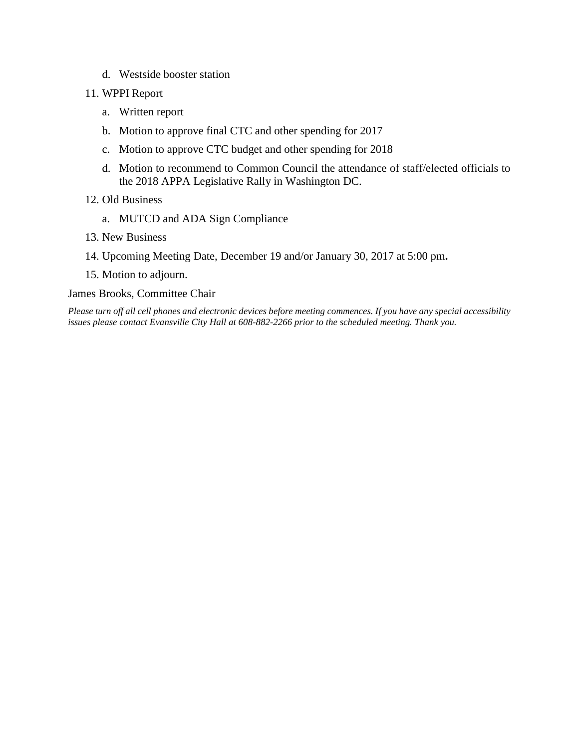d. Westside booster station

11. WPPI Report
    a. Written report
    b. Motion to approve final CTC and other spending for 2017
    c. Motion to approve CTC budget and other spending for 2018
    d. Motion to recommend to Common Council the attendance of staff/elected officials to the 2018 APPA Legislative Rally in Washington DC.
12. Old Business
    a. MUTCD and ADA Sign Compliance
13. New Business
14. Upcoming Meeting Date, December 19 and/or January 30, 2017 at 5:00 pm**.**
15. Motion to adjourn.

James Brooks, Committee Chair

*Please turn off all cell phones and electronic devices before meeting commences. If you have any special accessibility issues please contact Evansville City Hall at 608-882-2266 prior to the scheduled meeting. Thank you.*